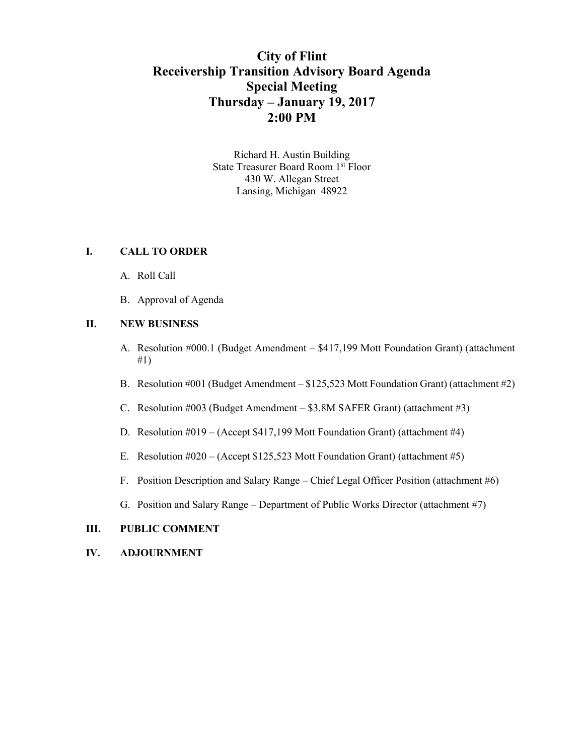# City of Flint
# Receivership Transition Advisory Board Agenda
# Special Meeting
# Thursday – January 19, 2017
# 2:00 PM

Richard H. Austin Building
State Treasurer Board Room 1st Floor
430 W. Allegan Street
Lansing, Michigan 48922

## I. CALL TO ORDER

A. Roll Call

B. Approval of Agenda

## II. NEW BUSINESS

A. Resolution #000.1 (Budget Amendment – $417,199 Mott Foundation Grant) (attachment #1)

B. Resolution #001 (Budget Amendment – $125,523 Mott Foundation Grant) (attachment #2)

C. Resolution #003 (Budget Amendment – $3.8M SAFER Grant) (attachment #3)

D. Resolution #019 – (Accept $417,199 Mott Foundation Grant) (attachment #4)

E. Resolution #020 – (Accept $125,523 Mott Foundation Grant) (attachment #5)

F. Position Description and Salary Range – Chief Legal Officer Position (attachment #6)

G. Position and Salary Range – Department of Public Works Director (attachment #7)

## III. PUBLIC COMMENT

## IV. ADJOURNMENT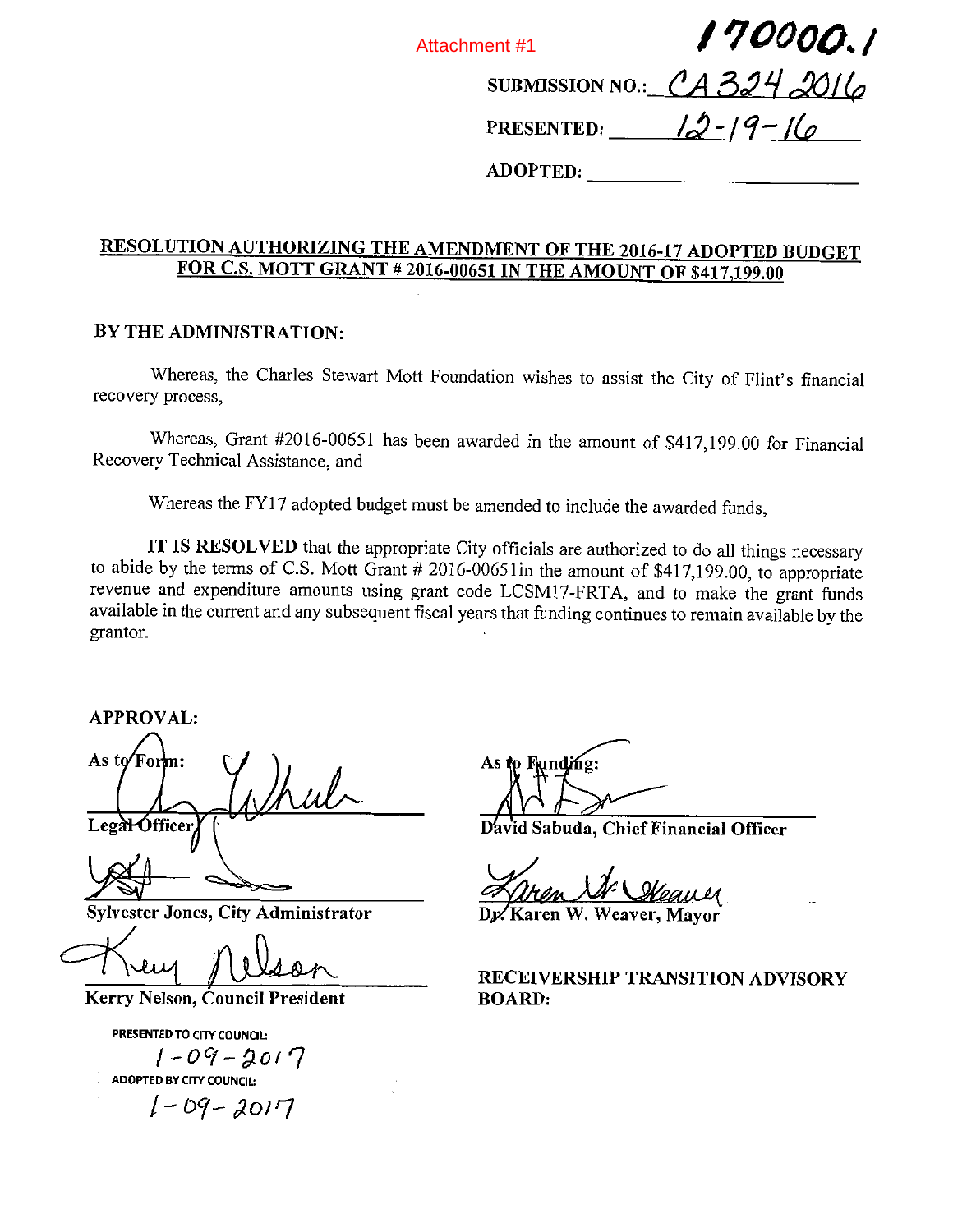Attachment #1

**170000.1**

SUBMISSION NO.: CA 324 2016

PRESENTED: 12-19-16

ADOPTED: ______________

## RESOLUTION AUTHORIZING THE AMENDMENT OF THE 2016-17 ADOPTED BUDGET FOR C.S. MOTT GRANT # 2016-00651 IN THE AMOUNT OF $417,199.00

**BY THE ADMINISTRATION:**

Whereas, the Charles Stewart Mott Foundation wishes to assist the City of Flint's financial recovery process,

Whereas, Grant #2016-00651 has been awarded in the amount of $417,199.00 for Financial Recovery Technical Assistance, and

Whereas the FY17 adopted budget must be amended to include the awarded funds,

**IT IS RESOLVED** that the appropriate City officials are authorized to do all things necessary to abide by the terms of C.S. Mott Grant # 2016-00651in the amount of $417,199.00, to appropriate revenue and expenditure amounts using grant code LCSM17-FRTA, and to make the grant funds available in the current and any subsequent fiscal years that funding continues to remain available by the grantor.

**APPROVAL:**

As to Form:

Legal Officer

Sylvester Jones, City Administrator

Kerry Nelson, Council President

As to Funding:

David Sabuda, Chief Financial Officer

Dr. Karen W. Weaver, Mayor

**RECEIVERSHIP TRANSITION ADVISORY BOARD:**

PRESENTED TO CITY COUNCIL:
1-09-2017

ADOPTED BY CITY COUNCIL:
1-09-2017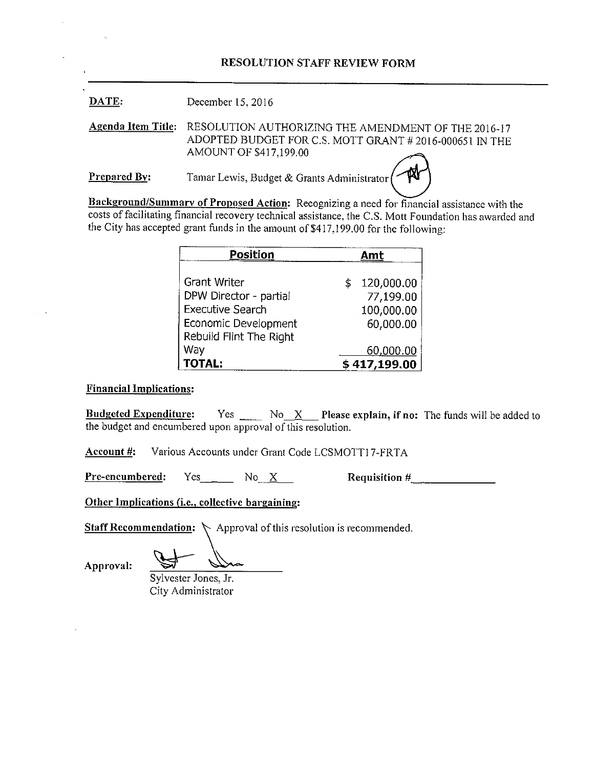# RESOLUTION STAFF REVIEW FORM

**DATE:** December 15, 2016

**Agenda Item Title:** RESOLUTION AUTHORIZING THE AMENDMENT OF THE 2016-17 ADOPTED BUDGET FOR C.S. MOTT GRANT # 2016-000651 IN THE AMOUNT OF $417,199.00

**Prepared By:** Tamar Lewis, Budget & Grants Administrator

**Background/Summary of Proposed Action:** Recognizing a need for financial assistance with the costs of facilitating financial recovery technical assistance, the C.S. Mott Foundation has awarded and the City has accepted grant funds in the amount of $417,199.00 for the following:

| Position | Amt |
|---|---|
| Grant Writer | $ 120,000.00 |
| DPW Director - partial | 77,199.00 |
| Executive Search | 100,000.00 |
| Economic Development | 60,000.00 |
| Rebuild Flint The Right Way | 60,000.00 |
| **TOTAL:** | **$ 417,199.00** |

**Financial Implications:**

**Budgeted Expenditure:** Yes ____ No _X_ **Please explain, if no:** The funds will be added to the budget and encumbered upon approval of this resolution.

**Account #:** Various Accounts under Grant Code LCSMOTT17-FRTA

**Pre-encumbered:** Yes_____ No _X_ **Requisition #**_____________

**Other Implications (i.e., collective bargaining):**

**Staff Recommendation:** Approval of this resolution is recommended.

**Approval:** ______________________

Sylvester Jones, Jr.
City Administrator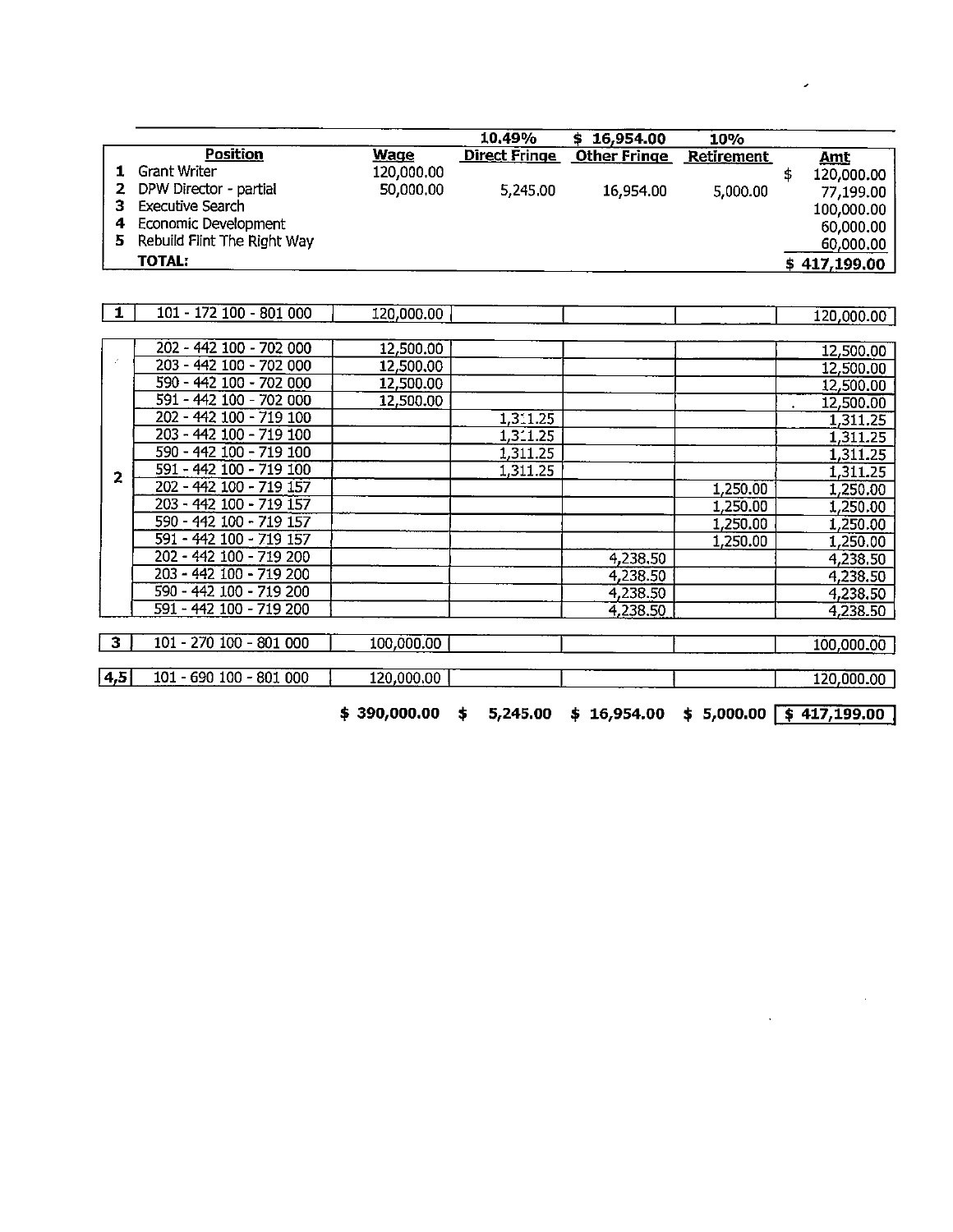| | Position | Wage | 10.49% Direct Fringe | $ 16,954.00 Other Fringe | 10% Retirement | Amt |
|---|---|---|---|---|---|---|
| 1 | Grant Writer | 120,000.00 | | | | $ 120,000.00 |
| 2 | DPW Director - partial | 50,000.00 | 5,245.00 | 16,954.00 | 5,000.00 | 77,199.00 |
| 3 | Executive Search | | | | | 100,000.00 |
| 4 | Economic Development | | | | | 60,000.00 |
| 5 | Rebuild Flint The Right Way | | | | | 60,000.00 |
| | **TOTAL:** | | | | | **$ 417,199.00** |

| | Account | Wage | Direct Fringe | Other Fringe | Retirement | Amt |
|---|---|---|---|---|---|---|
| 1 | 101 - 172 100 - 801 000 | 120,000.00 | | | | 120,000.00 |
| 2 | 202 - 442 100 - 702 000 | 12,500.00 | | | | 12,500.00 |
| | 203 - 442 100 - 702 000 | 12,500.00 | | | | 12,500.00 |
| | 590 - 442 100 - 702 000 | 12,500.00 | | | | 12,500.00 |
| | 591 - 442 100 - 702 000 | 12,500.00 | | | | 12,500.00 |
| | 202 - 442 100 - 719 100 | | 1,311.25 | | | 1,311.25 |
| | 203 - 442 100 - 719 100 | | 1,311.25 | | | 1,311.25 |
| | 590 - 442 100 - 719 100 | | 1,311.25 | | | 1,311.25 |
| | 591 - 442 100 - 719 100 | | 1,311.25 | | | 1,311.25 |
| | 202 - 442 100 - 719 157 | | | | 1,250.00 | 1,250.00 |
| | 203 - 442 100 - 719 157 | | | | 1,250.00 | 1,250.00 |
| | 590 - 442 100 - 719 157 | | | | 1,250.00 | 1,250.00 |
| | 591 - 442 100 - 719 157 | | | | 1,250.00 | 1,250.00 |
| | 202 - 442 100 - 719 200 | | | 4,238.50 | | 4,238.50 |
| | 203 - 442 100 - 719 200 | | | 4,238.50 | | 4,238.50 |
| | 590 - 442 100 - 719 200 | | | 4,238.50 | | 4,238.50 |
| | 591 - 442 100 - 719 200 | | | 4,238.50 | | 4,238.50 |
| 3 | 101 - 270 100 - 801 000 | 100,000.00 | | | | 100,000.00 |
| 4,5 | 101 - 690 100 - 801 000 | 120,000.00 | | | | 120,000.00 |
| | | **$ 390,000.00** | **$ 5,245.00** | **$ 16,954.00** | **$ 5,000.00** | **$ 417,199.00** |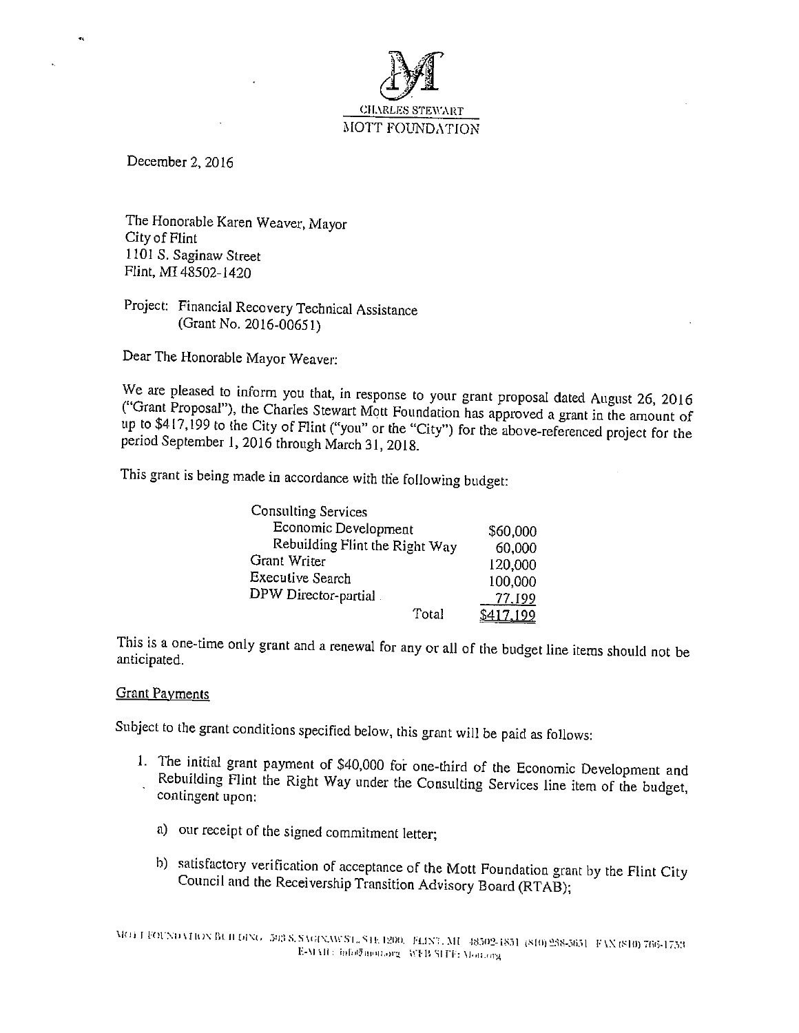CHARLES STEWART
MOTT FOUNDATION

December 2, 2016

The Honorable Karen Weaver, Mayor
City of Flint
1101 S. Saginaw Street
Flint, MI 48502-1420

Project: Financial Recovery Technical Assistance
(Grant No. 2016-00651)

Dear The Honorable Mayor Weaver:

We are pleased to inform you that, in response to your grant proposal dated August 26, 2016 ("Grant Proposal"), the Charles Stewart Mott Foundation has approved a grant in the amount of up to $417,199 to the City of Flint ("you" or the "City") for the above-referenced project for the period September 1, 2016 through March 31, 2018.

This grant is being made in accordance with the following budget:

| | |
|---|---|
| Consulting Services | |
| Economic Development | $60,000 |
| Rebuilding Flint the Right Way | 60,000 |
| Grant Writer | 120,000 |
| Executive Search | 100,000 |
| DPW Director-partial | 77,199 |
| Total | $417,199 |

This is a one-time only grant and a renewal for any or all of the budget line items should not be anticipated.

Grant Payments

Subject to the grant conditions specified below, this grant will be paid as follows:

1. The initial grant payment of $40,000 for one-third of the Economic Development and Rebuilding Flint the Right Way under the Consulting Services line item of the budget, contingent upon:

   a) our receipt of the signed commitment letter;

   b) satisfactory verification of acceptance of the Mott Foundation grant by the Flint City Council and the Receivership Transition Advisory Board (RTAB);

MOTT FOUNDATION BUILDING 503 S. SAGINAW ST., STE 1200, FLINT, MI 48502-1851 (810) 238-5651 FAX (810) 766-1753
E-MAIL: info@mott.org WEB SITE: Mott.org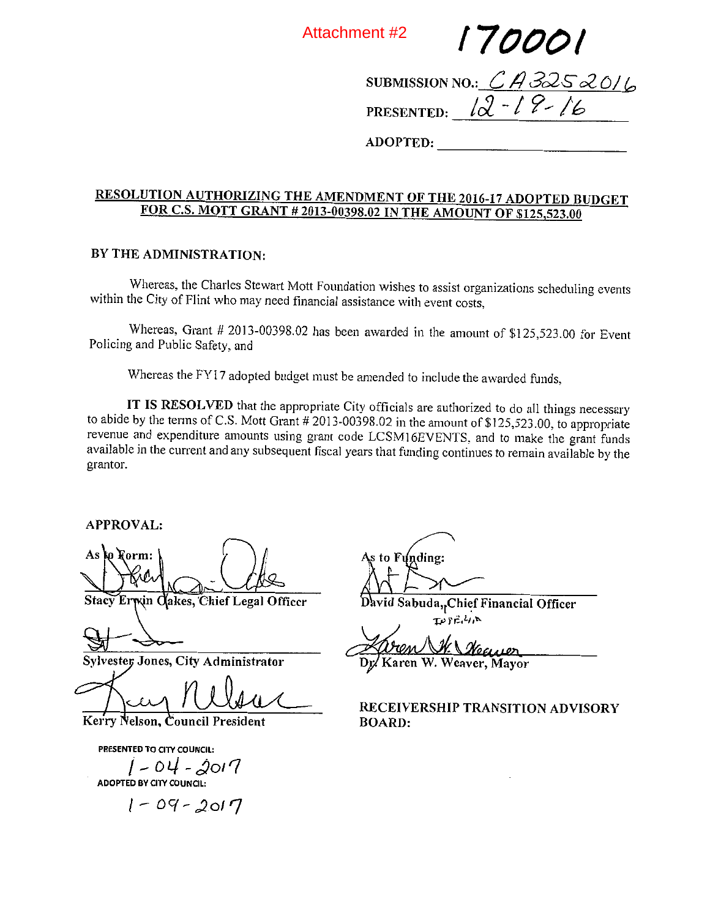Attachment #2

**170001**

SUBMISSION NO.: CA3252016

PRESENTED: 12-19-16

ADOPTED: ____________________

## RESOLUTION AUTHORIZING THE AMENDMENT OF THE 2016-17 ADOPTED BUDGET FOR C.S. MOTT GRANT # 2013-00398.02 IN THE AMOUNT OF $125,523.00

**BY THE ADMINISTRATION:**

Whereas, the Charles Stewart Mott Foundation wishes to assist organizations scheduling events within the City of Flint who may need financial assistance with event costs,

Whereas, Grant # 2013-00398.02 has been awarded in the amount of $125,523.00 for Event Policing and Public Safety, and

Whereas the FY17 adopted budget must be amended to include the awarded funds,

**IT IS RESOLVED** that the appropriate City officials are authorized to do all things necessary to abide by the terms of C.S. Mott Grant # 2013-00398.02 in the amount of $125,523.00, to appropriate revenue and expenditure amounts using grant code LCSM16EVENTS, and to make the grant funds available in the current and any subsequent fiscal years that funding continues to remain available by the grantor.

**APPROVAL:**

As to Form:

Stacy Erwin Oakes, Chief Legal Officer

As to Funding:

David Sabuda, Chief Financial Officer

Sylvester Jones, City Administrator

Dr. Karen W. Weaver, Mayor

Kerry Nelson, Council President

RECEIVERSHIP TRANSITION ADVISORY BOARD:

PRESENTED TO CITY COUNCIL:
1-04-2017

ADOPTED BY CITY COUNCIL:
1-09-2017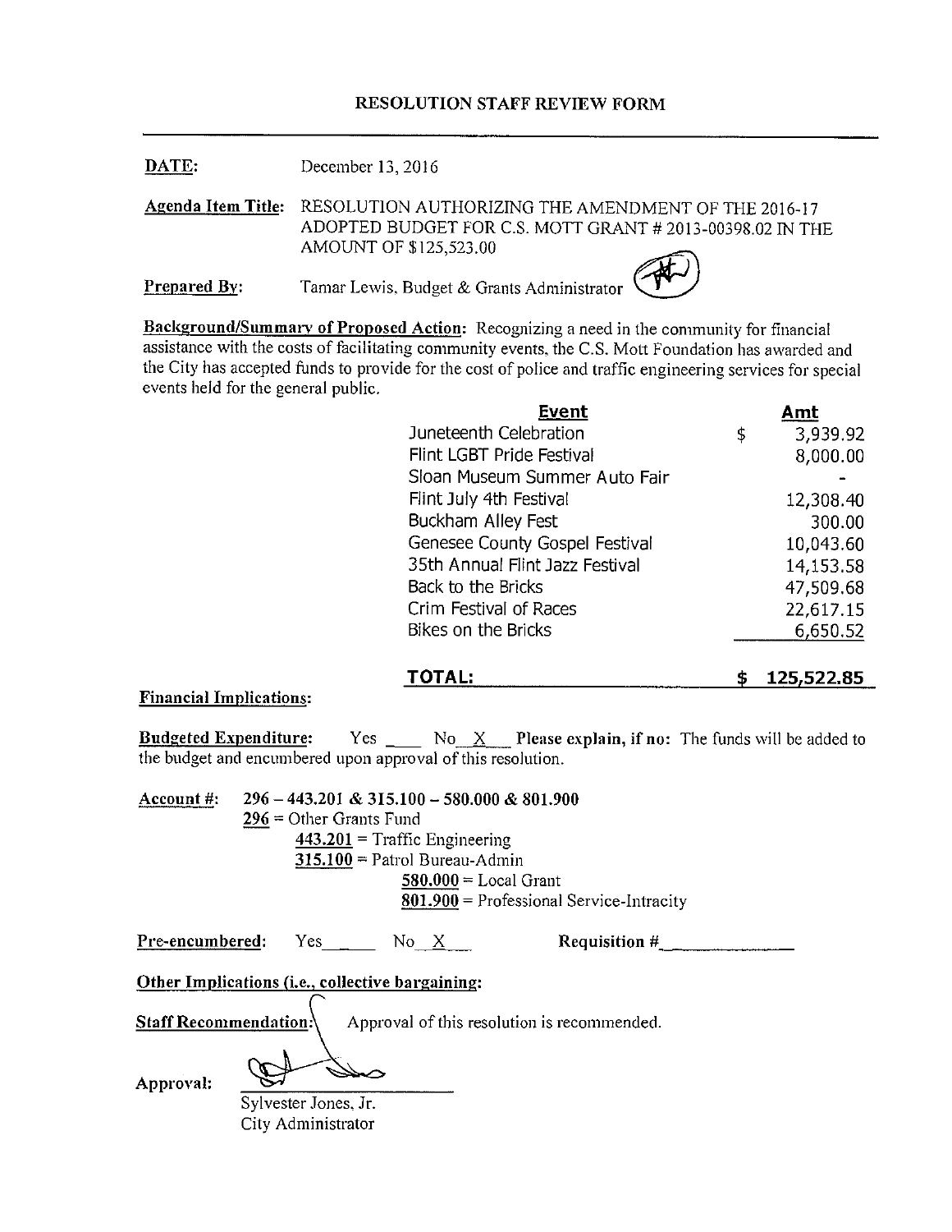# RESOLUTION STAFF REVIEW FORM

**DATE:** December 13, 2016

**Agenda Item Title:** RESOLUTION AUTHORIZING THE AMENDMENT OF THE 2016-17 ADOPTED BUDGET FOR C.S. MOTT GRANT # 2013-00398.02 IN THE AMOUNT OF $125,523.00

**Prepared By:** Tamar Lewis, Budget & Grants Administrator

**Background/Summary of Proposed Action:** Recognizing a need in the community for financial assistance with the costs of facilitating community events, the C.S. Mott Foundation has awarded and the City has accepted funds to provide for the cost of police and traffic engineering services for special events held for the general public.

| Event | | Amt |
|---|---|---|
| Juneteenth Celebration | $ | 3,939.92 |
| Flint LGBT Pride Festival | | 8,000.00 |
| Sloan Museum Summer Auto Fair | | - |
| Flint July 4th Festival | | 12,308.40 |
| Buckham Alley Fest | | 300.00 |
| Genesee County Gospel Festival | | 10,043.60 |
| 35th Annual Flint Jazz Festival | | 14,153.58 |
| Back to the Bricks | | 47,509.68 |
| Crim Festival of Races | | 22,617.15 |
| Bikes on the Bricks | | 6,650.52 |
| **TOTAL:** | **$** | **125,522.85** |

**Financial Implications:**

**Budgeted Expenditure:** Yes \_\_\_\_ No X **Please explain, if no:** The funds will be added to the budget and encumbered upon approval of this resolution.

**Account #:** 296 – 443.201 & 315.100 – 580.000 & 801.900

- 296 = Other Grants Fund
- 443.201 = Traffic Engineering
- 315.100 = Patrol Bureau-Admin
- 580.000 = Local Grant
- 801.900 = Professional Service-Intracity

**Pre-encumbered:** Yes \_\_\_\_ No X **Requisition #**\_\_\_\_\_\_\_\_

**Other Implications (i.e., collective bargaining:**

**Staff Recommendation:** Approval of this resolution is recommended.

**Approval:**

Sylvester Jones, Jr.
City Administrator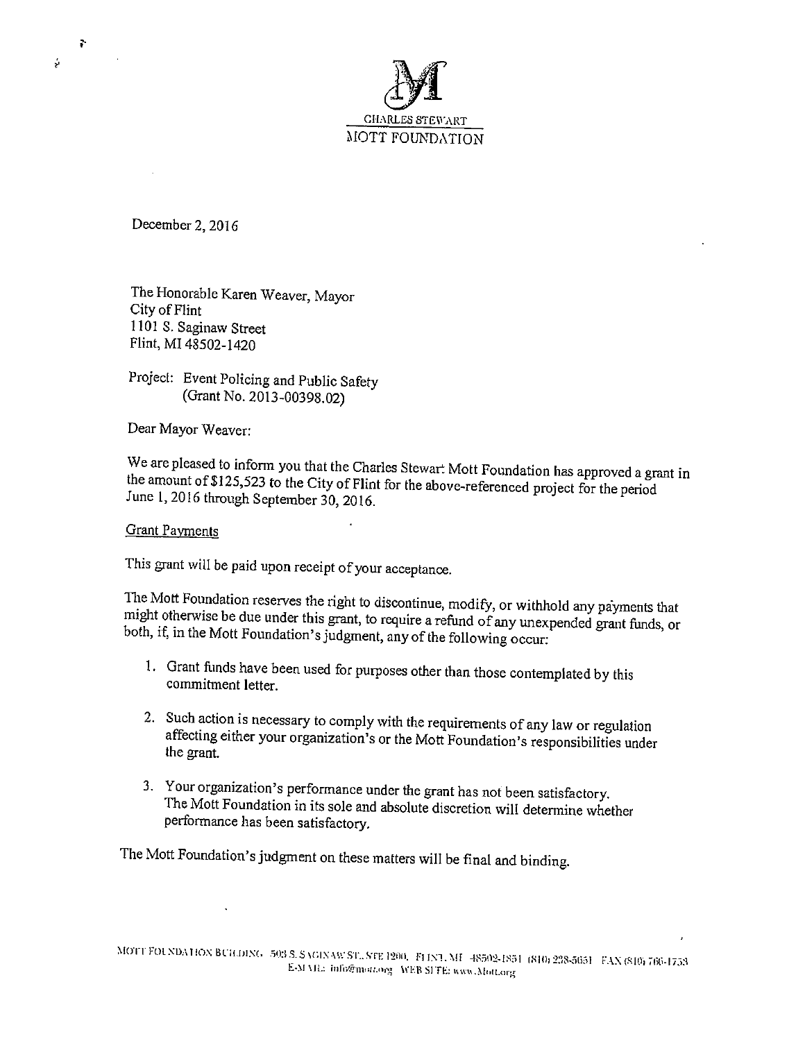CHARLES STEWART
MOTT FOUNDATION

December 2, 2016

The Honorable Karen Weaver, Mayor
City of Flint
1101 S. Saginaw Street
Flint, MI 48502-1420

Project: Event Policing and Public Safety
(Grant No. 2013-00398.02)

Dear Mayor Weaver:

We are pleased to inform you that the Charles Stewart Mott Foundation has approved a grant in the amount of $125,523 to the City of Flint for the above-referenced project for the period June 1, 2016 through September 30, 2016.

Grant Payments

This grant will be paid upon receipt of your acceptance.

The Mott Foundation reserves the right to discontinue, modify, or withhold any payments that might otherwise be due under this grant, to require a refund of any unexpended grant funds, or both, if, in the Mott Foundation's judgment, any of the following occur:

1. Grant funds have been used for purposes other than those contemplated by this commitment letter.

2. Such action is necessary to comply with the requirements of any law or regulation affecting either your organization's or the Mott Foundation's responsibilities under the grant.

3. Your organization's performance under the grant has not been satisfactory. The Mott Foundation in its sole and absolute discretion will determine whether performance has been satisfactory.

The Mott Foundation's judgment on these matters will be final and binding.

MOTT FOUNDATION BUILDING 503 S. SAGINAW ST., STE 1200, FLINT, MI 48502-1851 (810) 238-5651 FAX (810) 766-1753
E-MAIL: info@mott.org WEB SITE: www.Mott.org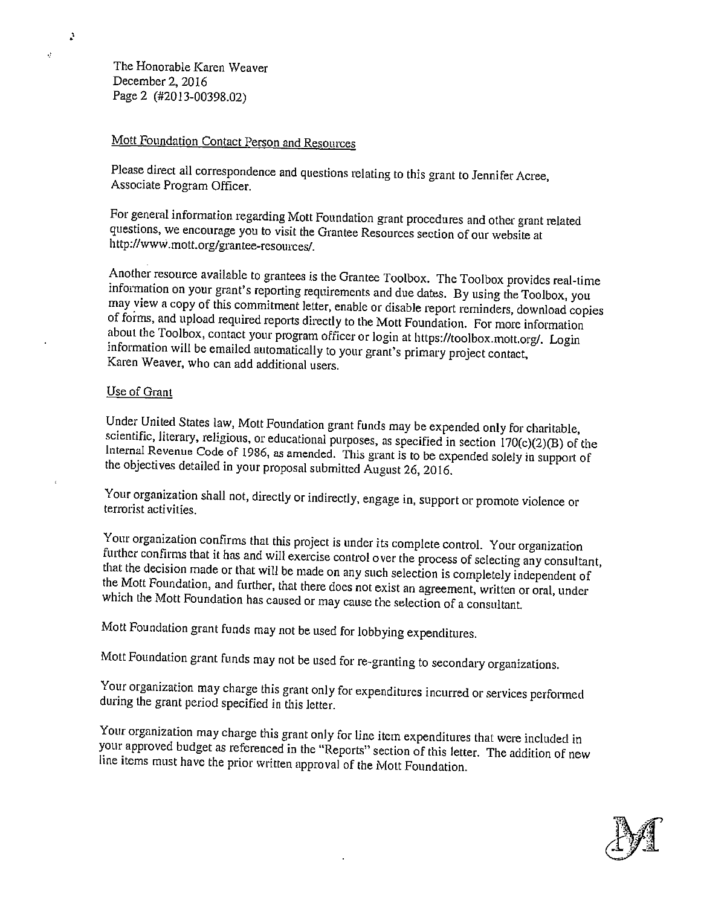The Honorable Karen Weaver
December 2, 2016
Page 2 (#2013-00398.02)

Mott Foundation Contact Person and Resources

Please direct all correspondence and questions relating to this grant to Jennifer Acree, Associate Program Officer.

For general information regarding Mott Foundation grant procedures and other grant related questions, we encourage you to visit the Grantee Resources section of our website at http://www.mott.org/grantee-resources/.

Another resource available to grantees is the Grantee Toolbox. The Toolbox provides real-time information on your grant's reporting requirements and due dates. By using the Toolbox, you may view a copy of this commitment letter, enable or disable report reminders, download copies of forms, and upload required reports directly to the Mott Foundation. For more information about the Toolbox, contact your program officer or login at https://toolbox.mott.org/. Login information will be emailed automatically to your grant's primary project contact, Karen Weaver, who can add additional users.

Use of Grant

Under United States law, Mott Foundation grant funds may be expended only for charitable, scientific, literary, religious, or educational purposes, as specified in section 170(c)(2)(B) of the Internal Revenue Code of 1986, as amended. This grant is to be expended solely in support of the objectives detailed in your proposal submitted August 26, 2016.

Your organization shall not, directly or indirectly, engage in, support or promote violence or terrorist activities.

Your organization confirms that this project is under its complete control. Your organization further confirms that it has and will exercise control over the process of selecting any consultant, that the decision made or that will be made on any such selection is completely independent of the Mott Foundation, and further, that there does not exist an agreement, written or oral, under which the Mott Foundation has caused or may cause the selection of a consultant.

Mott Foundation grant funds may not be used for lobbying expenditures.

Mott Foundation grant funds may not be used for re-granting to secondary organizations.

Your organization may charge this grant only for expenditures incurred or services performed during the grant period specified in this letter.

Your organization may charge this grant only for line item expenditures that were included in your approved budget as referenced in the "Reports" section of this letter. The addition of new line items must have the prior written approval of the Mott Foundation.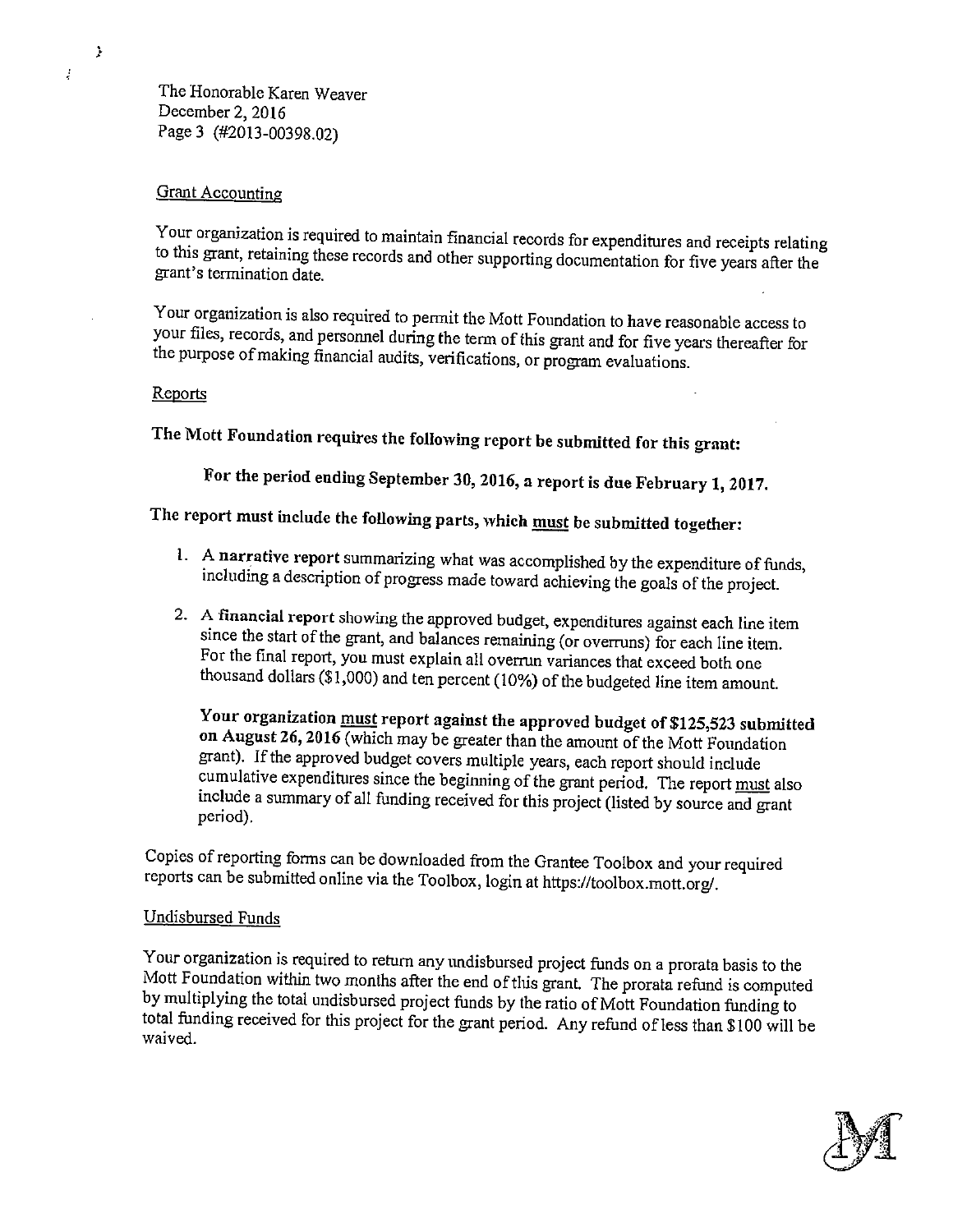The Honorable Karen Weaver
December 2, 2016
Page 3 (#2013-00398.02)

## Grant Accounting

Your organization is required to maintain financial records for expenditures and receipts relating to this grant, retaining these records and other supporting documentation for five years after the grant's termination date.

Your organization is also required to permit the Mott Foundation to have reasonable access to your files, records, and personnel during the term of this grant and for five years thereafter for the purpose of making financial audits, verifications, or program evaluations.

## Reports

**The Mott Foundation requires the following report be submitted for this grant:**

**For the period ending September 30, 2016, a report is due February 1, 2017.**

**The report must include the following parts, which must be submitted together:**

1. **A narrative report** summarizing what was accomplished by the expenditure of funds, including a description of progress made toward achieving the goals of the project.
2. **A financial report** showing the approved budget, expenditures against each line item since the start of the grant, and balances remaining (or overruns) for each line item. For the final report, you must explain all overrun variances that exceed both one thousand dollars ($1,000) and ten percent (10%) of the budgeted line item amount.

   **Your organization must report against the approved budget of $125,523 submitted on August 26, 2016** (which may be greater than the amount of the Mott Foundation grant). If the approved budget covers multiple years, each report should include cumulative expenditures since the beginning of the grant period. The report must also include a summary of all funding received for this project (listed by source and grant period).

Copies of reporting forms can be downloaded from the Grantee Toolbox and your required reports can be submitted online via the Toolbox, login at https://toolbox.mott.org/.

## Undisbursed Funds

Your organization is required to return any undisbursed project funds on a prorata basis to the Mott Foundation within two months after the end of this grant. The prorata refund is computed by multiplying the total undisbursed project funds by the ratio of Mott Foundation funding to total funding received for this project for the grant period. Any refund of less than $100 will be waived.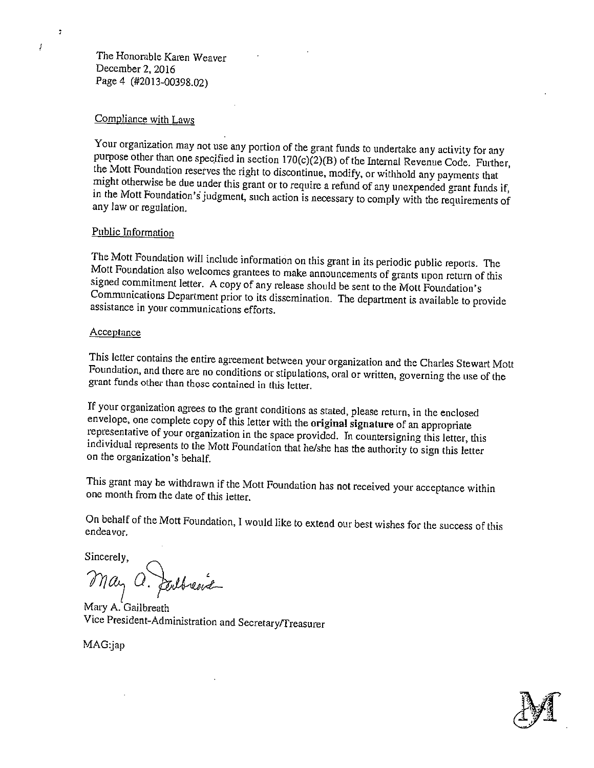The Honorable Karen Weaver
December 2, 2016
Page 4 (#2013-00398.02)

Compliance with Laws

Your organization may not use any portion of the grant funds to undertake any activity for any purpose other than one specified in section 170(c)(2)(B) of the Internal Revenue Code. Further, the Mott Foundation reserves the right to discontinue, modify, or withhold any payments that might otherwise be due under this grant or to require a refund of any unexpended grant funds if, in the Mott Foundation's judgment, such action is necessary to comply with the requirements of any law or regulation.

Public Information

The Mott Foundation will include information on this grant in its periodic public reports. The Mott Foundation also welcomes grantees to make announcements of grants upon return of this signed commitment letter. A copy of any release should be sent to the Mott Foundation's Communications Department prior to its dissemination. The department is available to provide assistance in your communications efforts.

Acceptance

This letter contains the entire agreement between your organization and the Charles Stewart Mott Foundation, and there are no conditions or stipulations, oral or written, governing the use of the grant funds other than those contained in this letter.

If your organization agrees to the grant conditions as stated, please return, in the enclosed envelope, one complete copy of this letter with the **original signature** of an appropriate representative of your organization in the space provided. In countersigning this letter, this individual represents to the Mott Foundation that he/she has the authority to sign this letter on the organization's behalf.

This grant may be withdrawn if the Mott Foundation has not received your acceptance within one month from the date of this letter.

On behalf of the Mott Foundation, I would like to extend our best wishes for the success of this endeavor.

Sincerely,

Mary A. Gailbreath
Vice President-Administration and Secretary/Treasurer

MAG:jap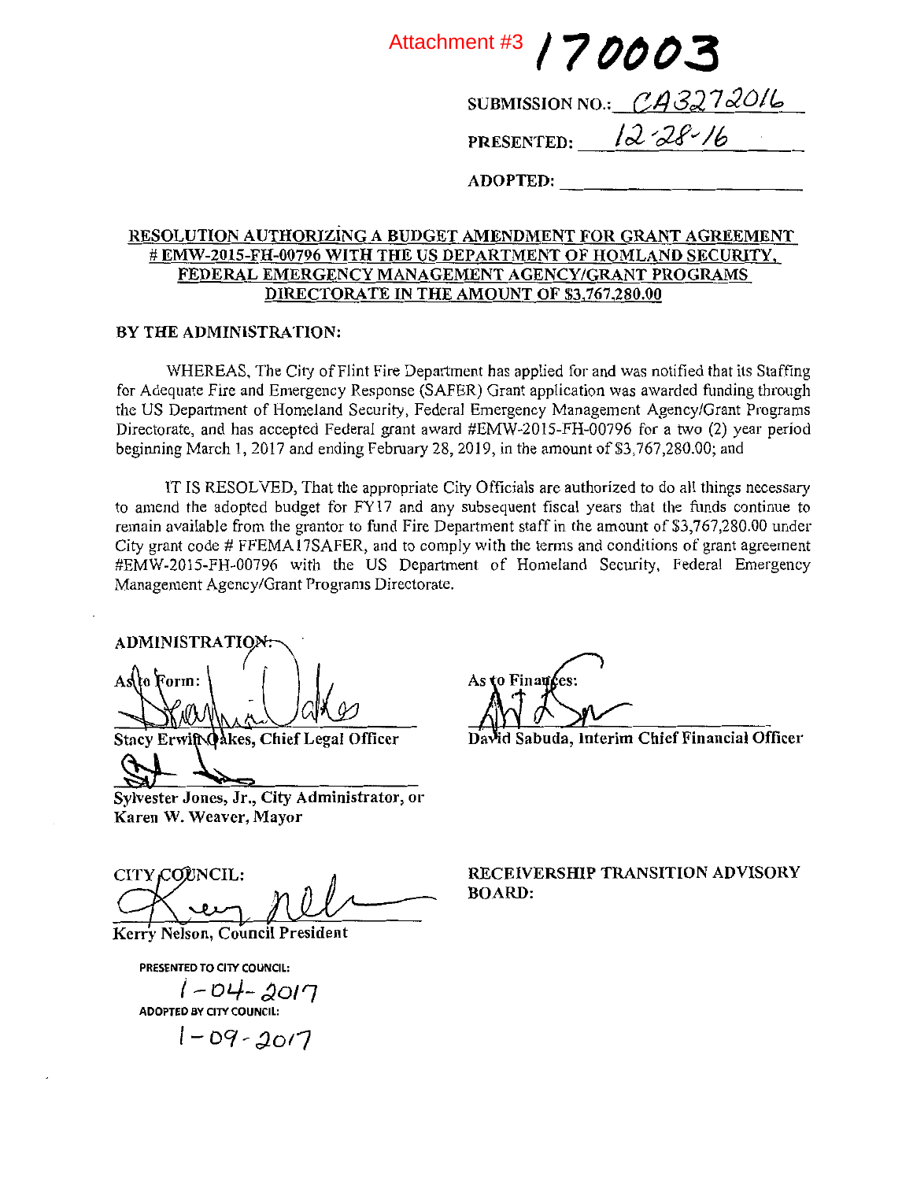Attachment #3 **170003**

SUBMISSION NO.: CA3272016

PRESENTED: 12-28-16

ADOPTED: ______________________

**RESOLUTION AUTHORIZING A BUDGET AMENDMENT FOR GRANT AGREEMENT # EMW-2015-FH-00796 WITH THE US DEPARTMENT OF HOMLAND SECURITY, FEDERAL EMERGENCY MANAGEMENT AGENCY/GRANT PROGRAMS DIRECTORATE IN THE AMOUNT OF $3,767,280.00**

**BY THE ADMINISTRATION:**

WHEREAS, The City of Flint Fire Department has applied for and was notified that its Staffing for Adequate Fire and Emergency Response (SAFER) Grant application was awarded funding through the US Department of Homeland Security, Federal Emergency Management Agency/Grant Programs Directorate, and has accepted Federal grant award #EMW-2015-FH-00796 for a two (2) year period beginning March 1, 2017 and ending February 28, 2019, in the amount of $3,767,280.00; and

IT IS RESOLVED, That the appropriate City Officials are authorized to do all things necessary to amend the adopted budget for FY17 and any subsequent fiscal years that the funds continue to remain available from the grantor to fund Fire Department staff in the amount of $3,767,280.00 under City grant code # FFEMA17SAFER, and to comply with the terms and conditions of grant agreement #EMW-2015-FH-00796 with the US Department of Homeland Security, Federal Emergency Management Agency/Grant Programs Directorate.

**ADMINISTRATION:**

**As to Form:**

**Stacy Erwin Oakes, Chief Legal Officer**

**Sylvester Jones, Jr., City Administrator, or Karen W. Weaver, Mayor**

**As to Finances:**

**David Sabuda, Interim Chief Financial Officer**

CITY COUNCIL:

**Kerry Nelson, Council President**

**RECEIVERSHIP TRANSITION ADVISORY BOARD:**

**PRESENTED TO CITY COUNCIL:**
1-04-2017

**ADOPTED BY CITY COUNCIL:**
1-09-2017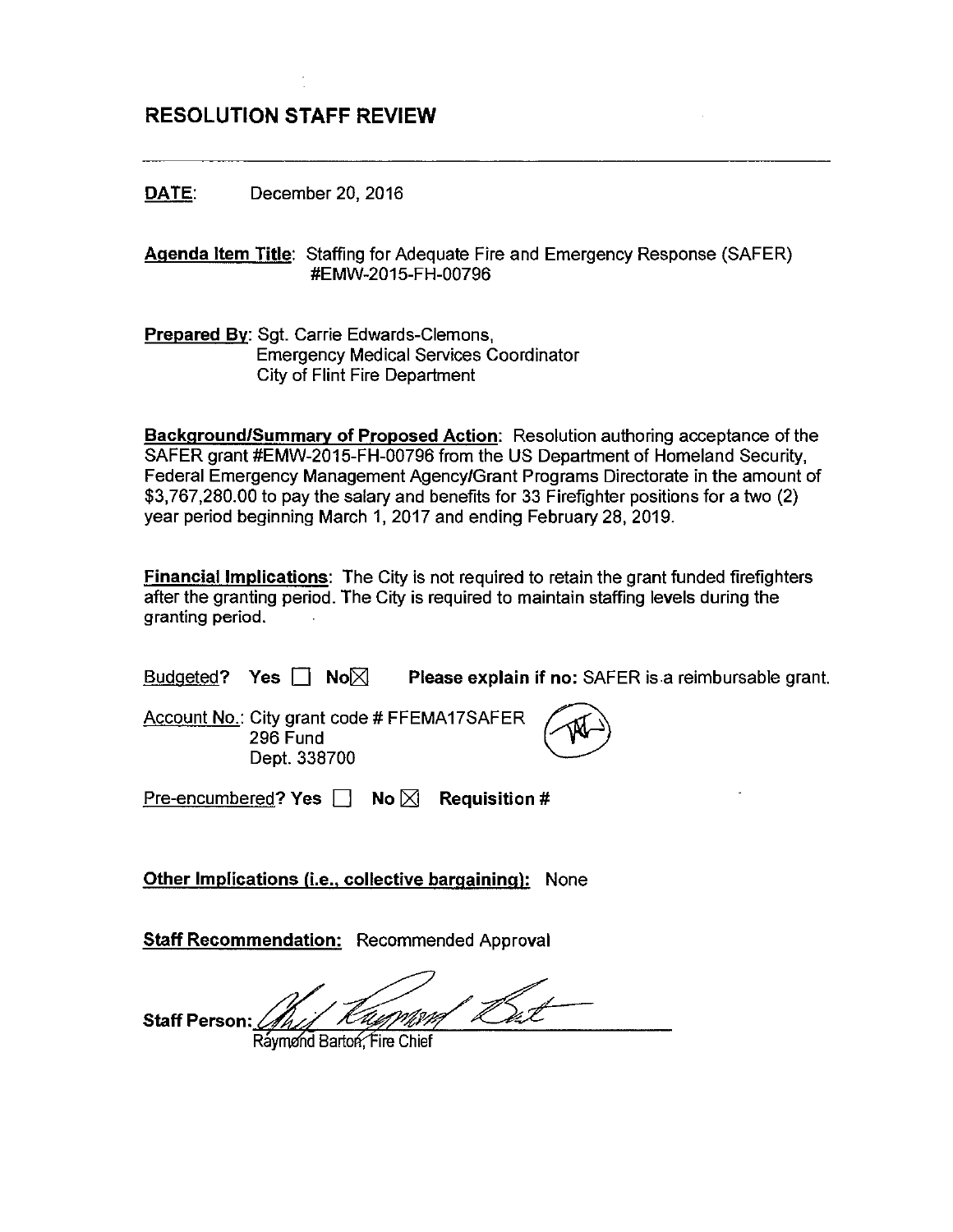# RESOLUTION STAFF REVIEW

---

**DATE:** December 20, 2016

**Agenda Item Title:** Staffing for Adequate Fire and Emergency Response (SAFER) #EMW-2015-FH-00796

**Prepared By:** Sgt. Carrie Edwards-Clemons,
Emergency Medical Services Coordinator
City of Flint Fire Department

**Background/Summary of Proposed Action:** Resolution authoring acceptance of the SAFER grant #EMW-2015-FH-00796 from the US Department of Homeland Security, Federal Emergency Management Agency/Grant Programs Directorate in the amount of $3,767,280.00 to pay the salary and benefits for 33 Firefighter positions for a two (2) year period beginning March 1, 2017 and ending February 28, 2019.

**Financial Implications:** The City is not required to retain the grant funded firefighters after the granting period. The City is required to maintain staffing levels during the granting period.

Budgeted? **Yes** ☐ **No** ☒ **Please explain if no:** SAFER is a reimbursable grant.

Account No.: City grant code # FFEMA17SAFER
296 Fund
Dept. 338700

Pre-encumbered? **Yes** ☐ **No** ☒ **Requisition #**

**Other Implications (i.e., collective bargaining):** None

**Staff Recommendation:** Recommended Approval

**Staff Person:** Chief Raymond Barton
Raymond Barton, Fire Chief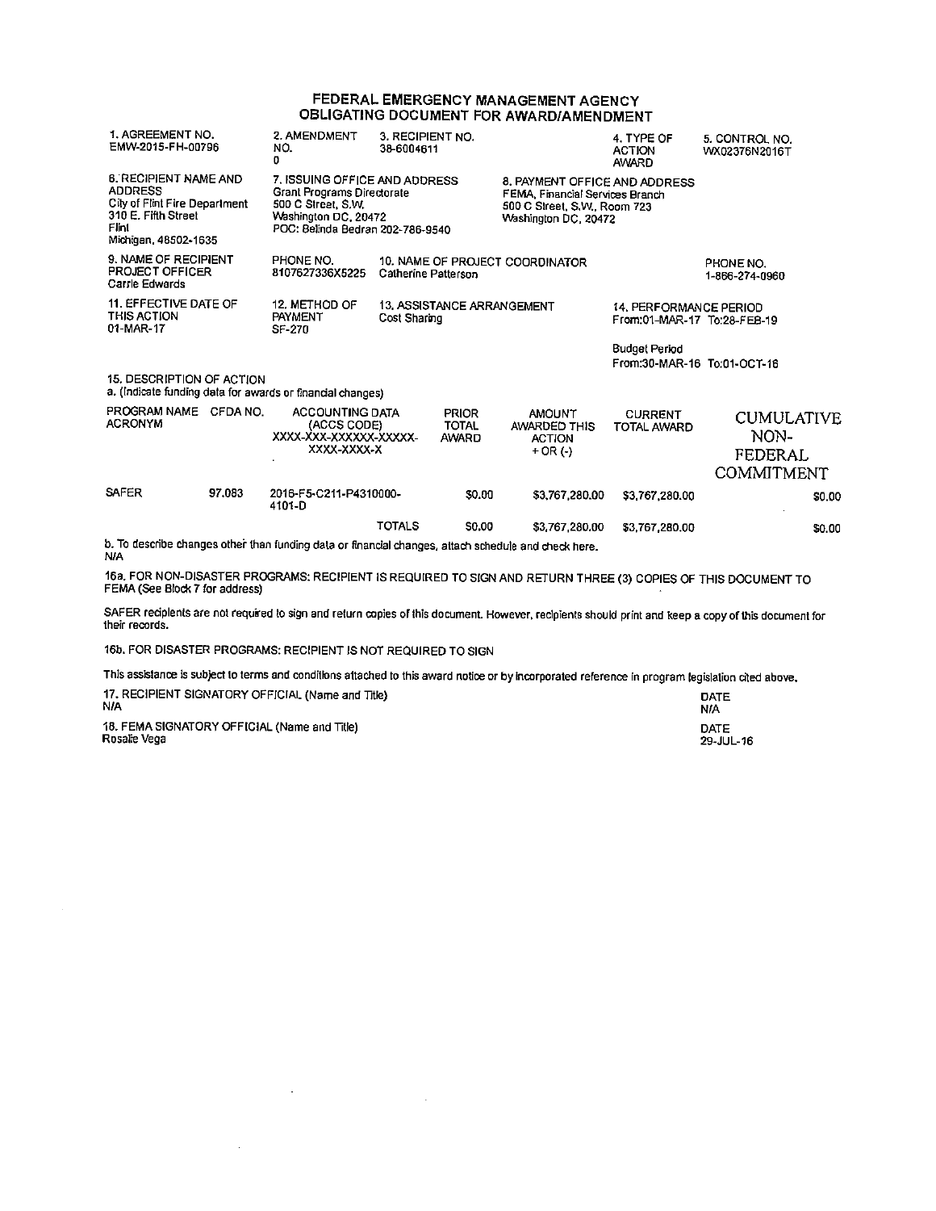# FEDERAL EMERGENCY MANAGEMENT AGENCY
## OBLIGATING DOCUMENT FOR AWARD/AMENDMENT

| 1. AGREEMENT NO. | 2. AMENDMENT NO. | 3. RECIPIENT NO. | 4. TYPE OF ACTION | 5. CONTROL NO. |
|---|---|---|---|---|
| EMW-2015-FH-00796 | 0 | 38-6004611 | AWARD | WX02376N2016T |

| 6. RECIPIENT NAME AND ADDRESS | 7. ISSUING OFFICE AND ADDRESS | 8. PAYMENT OFFICE AND ADDRESS |
|---|---|---|
| City of Flint Fire Department<br>310 E. Fifth Street<br>Flint<br>Michigan, 48502-1635 | Grant Programs Directorate<br>500 C Street, S.W.<br>Washington DC, 20472<br>POC: Belinda Bedran 202-786-9540 | FEMA, Financial Services Branch<br>500 C Street, S.W., Room 723<br>Washington DC, 20472 |

| 9. NAME OF RECIPIENT PROJECT OFFICER | PHONE NO. | 10. NAME OF PROJECT COORDINATOR | PHONE NO. |
|---|---|---|---|
| Carrie Edwards | 8107627336X5225 | Catherine Patterson | 1-866-274-0960 |

| 11. EFFECTIVE DATE OF THIS ACTION | 12. METHOD OF PAYMENT | 13. ASSISTANCE ARRANGEMENT | 14. PERFORMANCE PERIOD |
|---|---|---|---|
| 01-MAR-17 | SF-270 | Cost Sharing | From:01-MAR-17 To:28-FEB-19 |
| | | | Budget Period<br>From:30-MAR-16 To:01-OCT-16 |

15. DESCRIPTION OF ACTION

a. (Indicate funding data for awards or financial changes)

| PROGRAM NAME ACRONYM | CFDA NO. | ACCOUNTING DATA (ACCS CODE) XXXX-XXX-XXXXXX-XXXXX-XXXX-XXXX-X | PRIOR TOTAL AWARD | AMOUNT AWARDED THIS ACTION + OR (-) | CURRENT TOTAL AWARD | CUMULATIVE NON-FEDERAL COMMITMENT |
|---|---|---|---|---|---|---|
| SAFER | 97.083 | 2016-F5-C211-P4310000-4101-D | $0.00 | $3,767,280.00 | $3,767,280.00 | $0.00 |
| | | TOTALS | $0.00 | $3,767,280.00 | $3,767,280.00 | $0.00 |

b. To describe changes other than funding data or financial changes, attach schedule and check here.
N/A

16a. FOR NON-DISASTER PROGRAMS: RECIPIENT IS REQUIRED TO SIGN AND RETURN THREE (3) COPIES OF THIS DOCUMENT TO FEMA (See Block 7 for address)

SAFER recipients are not required to sign and return copies of this document. However, recipients should print and keep a copy of this document for their records.

16b. FOR DISASTER PROGRAMS: RECIPIENT IS NOT REQUIRED TO SIGN

This assistance is subject to terms and conditions attached to this award notice or by incorporated reference in program legislation cited above.

| 17. RECIPIENT SIGNATORY OFFICIAL (Name and Title) | DATE |
|---|---|
| N/A | N/A |
| **18. FEMA SIGNATORY OFFICIAL (Name and Title)** | **DATE** |
| Rosalie Vega | 29-JUL-16 |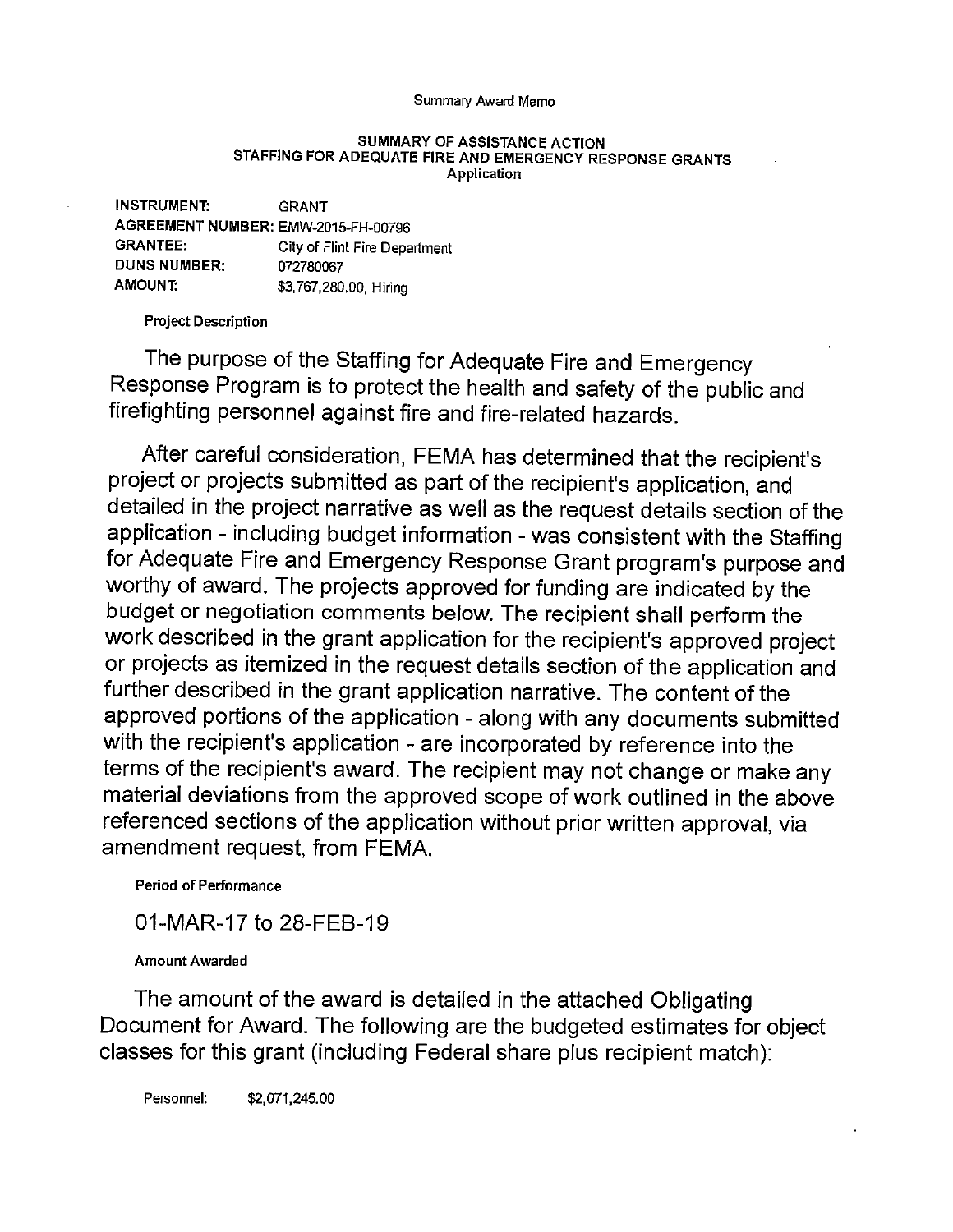Summary Award Memo

**SUMMARY OF ASSISTANCE ACTION**
**STAFFING FOR ADEQUATE FIRE AND EMERGENCY RESPONSE GRANTS**
**Application**

**INSTRUMENT:** GRANT
**AGREEMENT NUMBER:** EMW-2015-FH-00796
**GRANTEE:** City of Flint Fire Department
**DUNS NUMBER:** 072780067
**AMOUNT:** $3,767,280.00, Hiring

**Project Description**

The purpose of the Staffing for Adequate Fire and Emergency Response Program is to protect the health and safety of the public and firefighting personnel against fire and fire-related hazards.

After careful consideration, FEMA has determined that the recipient's project or projects submitted as part of the recipient's application, and detailed in the project narrative as well as the request details section of the application - including budget information - was consistent with the Staffing for Adequate Fire and Emergency Response Grant program's purpose and worthy of award. The projects approved for funding are indicated by the budget or negotiation comments below. The recipient shall perform the work described in the grant application for the recipient's approved project or projects as itemized in the request details section of the application and further described in the grant application narrative. The content of the approved portions of the application - along with any documents submitted with the recipient's application - are incorporated by reference into the terms of the recipient's award. The recipient may not change or make any material deviations from the approved scope of work outlined in the above referenced sections of the application without prior written approval, via amendment request, from FEMA.

**Period of Performance**

01-MAR-17 to 28-FEB-19

**Amount Awarded**

The amount of the award is detailed in the attached Obligating Document for Award. The following are the budgeted estimates for object classes for this grant (including Federal share plus recipient match):

Personnel: $2,071,245.00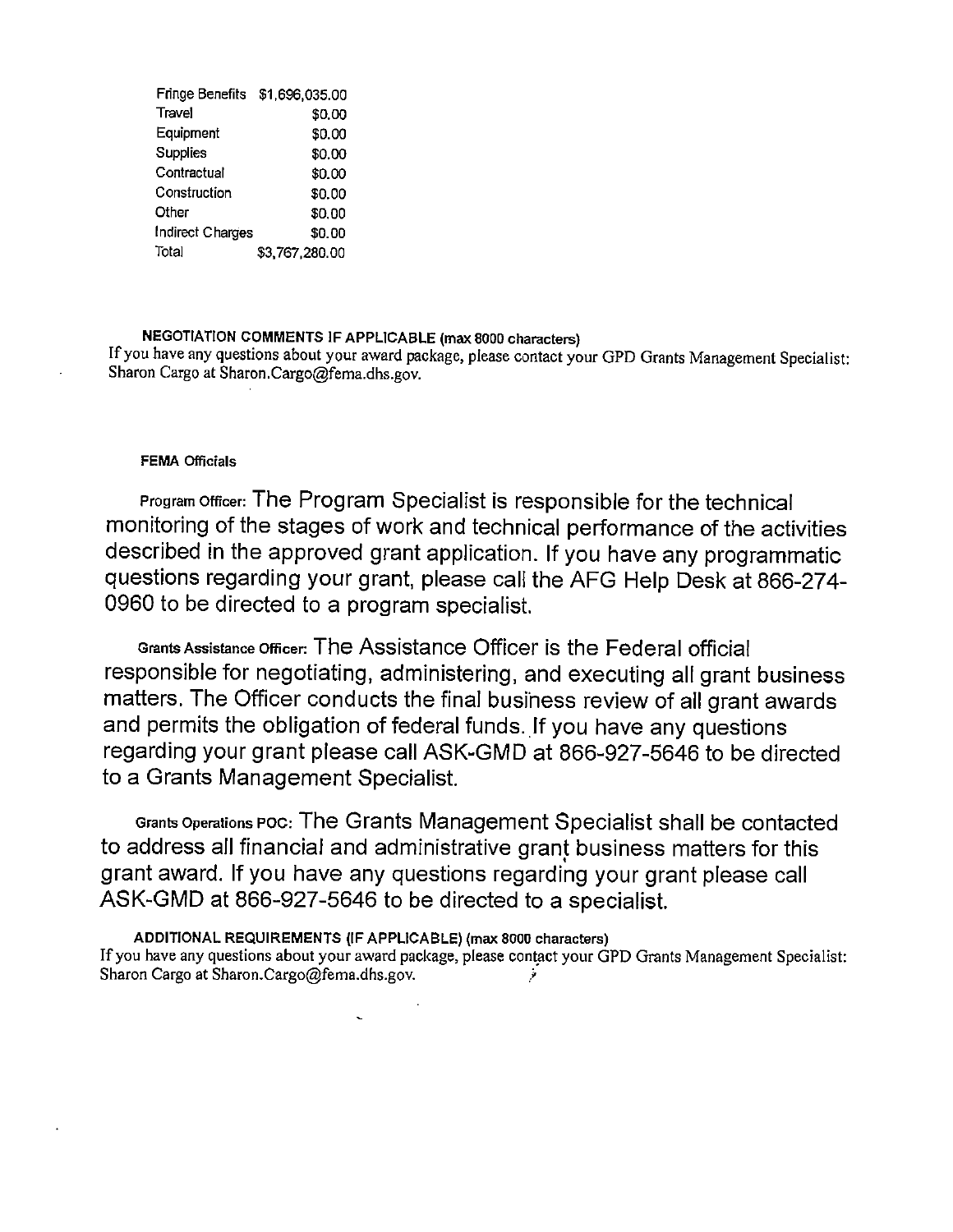| | |
|---|---|
| Fringe Benefits | $1,696,035.00 |
| Travel | $0.00 |
| Equipment | $0.00 |
| Supplies | $0.00 |
| Contractual | $0.00 |
| Construction | $0.00 |
| Other | $0.00 |
| Indirect Charges | $0.00 |
| Total | $3,767,280.00 |

**NEGOTIATION COMMENTS IF APPLICABLE (max 8000 characters)**

If you have any questions about your award package, please contact your GPD Grants Management Specialist: Sharon Cargo at Sharon.Cargo@fema.dhs.gov.

**FEMA Officials**

Program Officer: The Program Specialist is responsible for the technical monitoring of the stages of work and technical performance of the activities described in the approved grant application. If you have any programmatic questions regarding your grant, please call the AFG Help Desk at 866-274-0960 to be directed to a program specialist.

Grants Assistance Officer: The Assistance Officer is the Federal official responsible for negotiating, administering, and executing all grant business matters. The Officer conducts the final business review of all grant awards and permits the obligation of federal funds. If you have any questions regarding your grant please call ASK-GMD at 866-927-5646 to be directed to a Grants Management Specialist.

Grants Operations POC: The Grants Management Specialist shall be contacted to address all financial and administrative grant business matters for this grant award. If you have any questions regarding your grant please call ASK-GMD at 866-927-5646 to be directed to a specialist.

**ADDITIONAL REQUIREMENTS (IF APPLICABLE) (max 8000 characters)**

If you have any questions about your award package, please contact your GPD Grants Management Specialist: Sharon Cargo at Sharon.Cargo@fema.dhs.gov.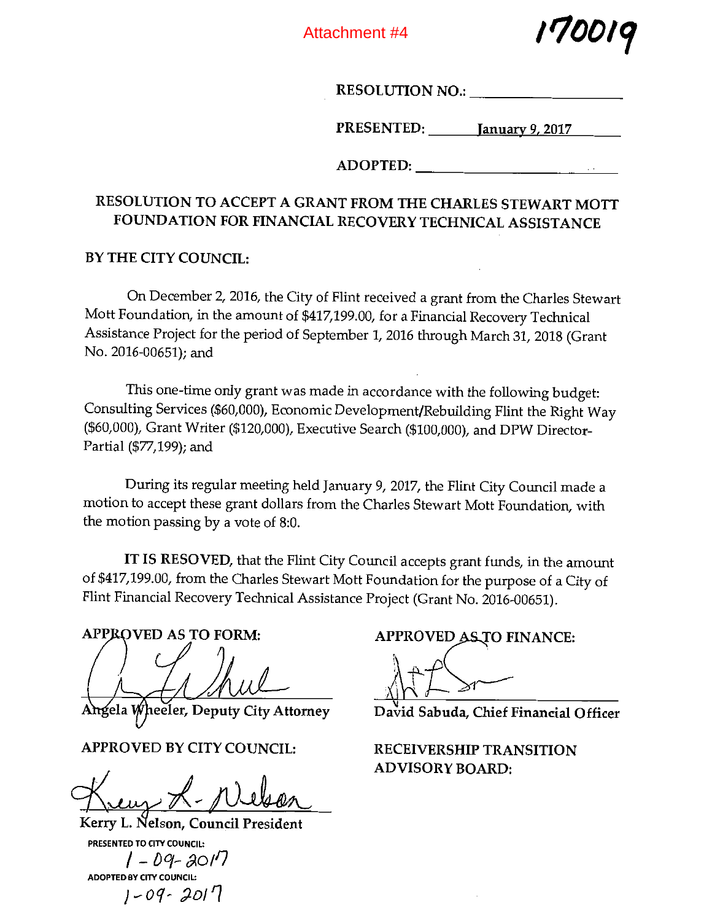Attachment #4

170019

RESOLUTION NO.: ____________________

PRESENTED: January 9, 2017

ADOPTED: ____________________

## RESOLUTION TO ACCEPT A GRANT FROM THE CHARLES STEWART MOTT FOUNDATION FOR FINANCIAL RECOVERY TECHNICAL ASSISTANCE

**BY THE CITY COUNCIL:**

On December 2, 2016, the City of Flint received a grant from the Charles Stewart Mott Foundation, in the amount of $417,199.00, for a Financial Recovery Technical Assistance Project for the period of September 1, 2016 through March 31, 2018 (Grant No. 2016-00651); and

This one-time only grant was made in accordance with the following budget: Consulting Services ($60,000), Economic Development/Rebuilding Flint the Right Way ($60,000), Grant Writer ($120,000), Executive Search ($100,000), and DPW Director-Partial ($77,199); and

During its regular meeting held January 9, 2017, the Flint City Council made a motion to accept these grant dollars from the Charles Stewart Mott Foundation, with the motion passing by a vote of 8:0.

**IT IS RESOVED**, that the Flint City Council accepts grant funds, in the amount of $417,199.00, from the Charles Stewart Mott Foundation for the purpose of a City of Flint Financial Recovery Technical Assistance Project (Grant No. 2016-00651).

**APPROVED AS TO FORM:**

Angela Wheeler, Deputy City Attorney

**APPROVED AS TO FINANCE:**

David Sabuda, Chief Financial Officer

**APPROVED BY CITY COUNCIL:**

Kerry L. Nelson, Council President

**RECEIVERSHIP TRANSITION ADVISORY BOARD:**

PRESENTED TO CITY COUNCIL:
1-09-2017

ADOPTED BY CITY COUNCIL:
1-09-2017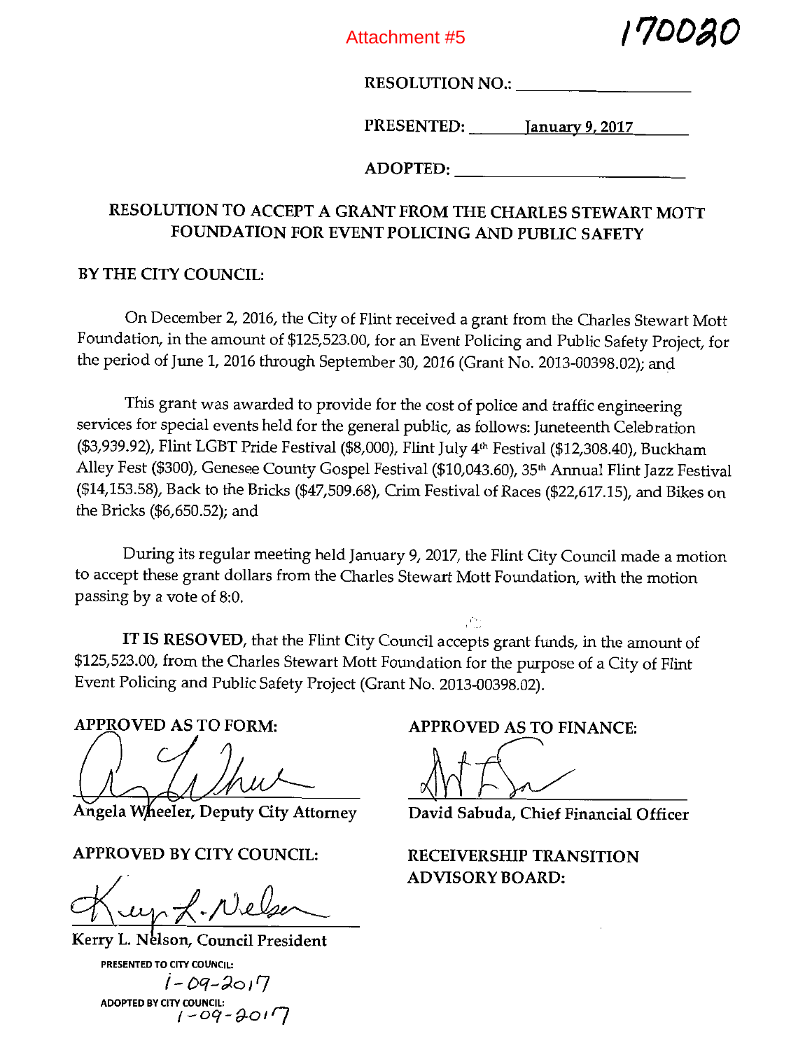Attachment #5

170020

RESOLUTION NO.: ____________________

PRESENTED: January 9, 2017

ADOPTED: ____________________

## RESOLUTION TO ACCEPT A GRANT FROM THE CHARLES STEWART MOTT FOUNDATION FOR EVENT POLICING AND PUBLIC SAFETY

**BY THE CITY COUNCIL:**

On December 2, 2016, the City of Flint received a grant from the Charles Stewart Mott Foundation, in the amount of $125,523.00, for an Event Policing and Public Safety Project, for the period of June 1, 2016 through September 30, 2016 (Grant No. 2013-00398.02); and

This grant was awarded to provide for the cost of police and traffic engineering services for special events held for the general public, as follows: Juneteenth Celebration ($3,939.92), Flint LGBT Pride Festival ($8,000), Flint July 4th Festival ($12,308.40), Buckham Alley Fest ($300), Genesee County Gospel Festival ($10,043.60), 35th Annual Flint Jazz Festival ($14,153.58), Back to the Bricks ($47,509.68), Crim Festival of Races ($22,617.15), and Bikes on the Bricks ($6,650.52); and

During its regular meeting held January 9, 2017, the Flint City Council made a motion to accept these grant dollars from the Charles Stewart Mott Foundation, with the motion passing by a vote of 8:0.

**IT IS RESOVED**, that the Flint City Council accepts grant funds, in the amount of $125,523.00, from the Charles Stewart Mott Foundation for the purpose of a City of Flint Event Policing and Public Safety Project (Grant No. 2013-00398.02).

**APPROVED AS TO FORM:**

Angela Wheeler, Deputy City Attorney

**APPROVED AS TO FINANCE:**

David Sabuda, Chief Financial Officer

**APPROVED BY CITY COUNCIL:**

Kerry L. Nelson, Council President

**RECEIVERSHIP TRANSITION ADVISORY BOARD:**

PRESENTED TO CITY COUNCIL: 1-09-2017

ADOPTED BY CITY COUNCIL: 1-09-2017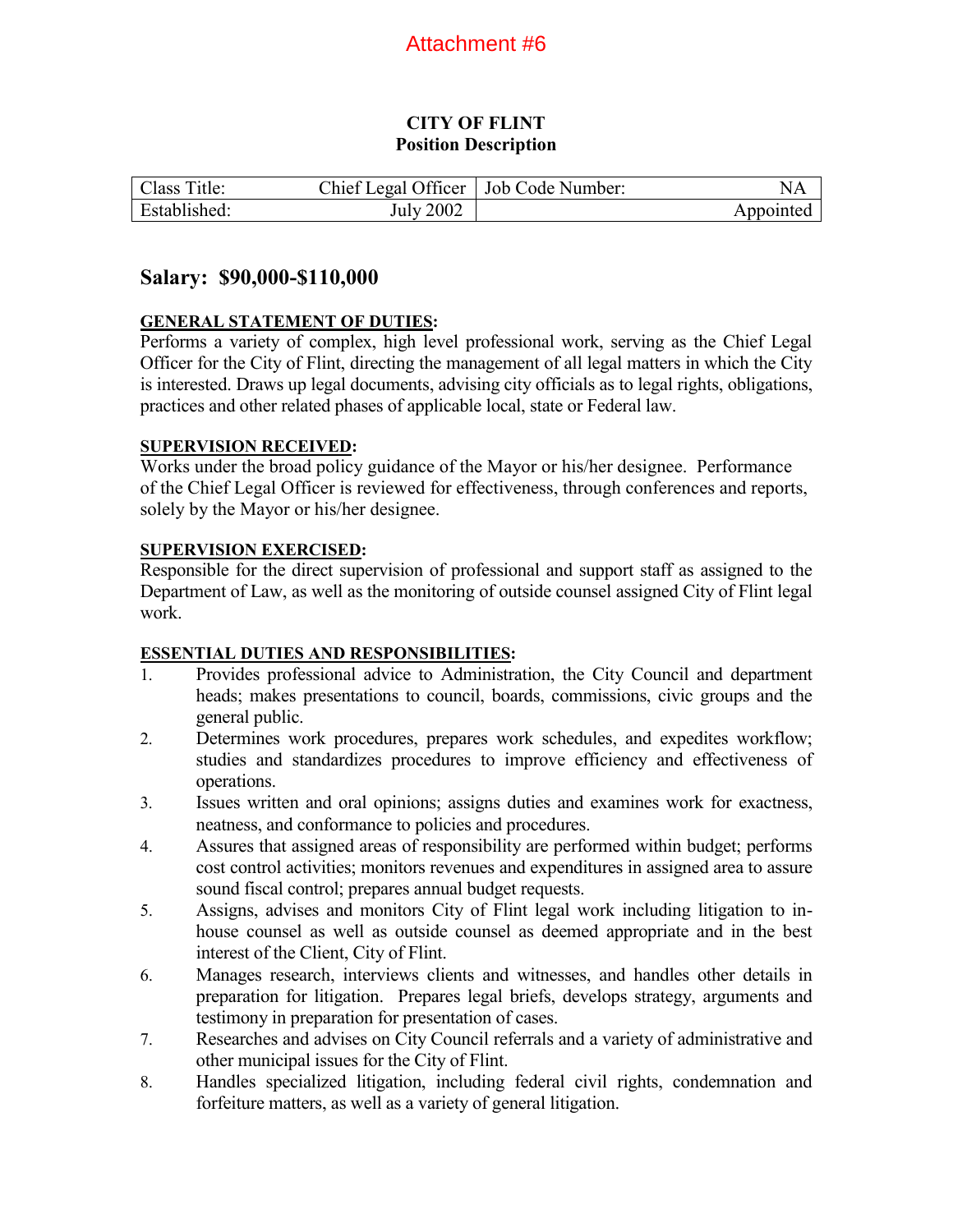Attachment #6

**CITY OF FLINT**
**Position Description**

| Class Title: | Chief Legal Officer | Job Code Number: | NA |
|---|---|---|---|
| Established: | July 2002 | | Appointed |

## Salary: $90,000-$110,000

**GENERAL STATEMENT OF DUTIES:**
Performs a variety of complex, high level professional work, serving as the Chief Legal Officer for the City of Flint, directing the management of all legal matters in which the City is interested. Draws up legal documents, advising city officials as to legal rights, obligations, practices and other related phases of applicable local, state or Federal law.

**SUPERVISION RECEIVED:**
Works under the broad policy guidance of the Mayor or his/her designee. Performance of the Chief Legal Officer is reviewed for effectiveness, through conferences and reports, solely by the Mayor or his/her designee.

**SUPERVISION EXERCISED:**
Responsible for the direct supervision of professional and support staff as assigned to the Department of Law, as well as the monitoring of outside counsel assigned City of Flint legal work.

**ESSENTIAL DUTIES AND RESPONSIBILITIES:**

1. Provides professional advice to Administration, the City Council and department heads; makes presentations to council, boards, commissions, civic groups and the general public.
2. Determines work procedures, prepares work schedules, and expedites workflow; studies and standardizes procedures to improve efficiency and effectiveness of operations.
3. Issues written and oral opinions; assigns duties and examines work for exactness, neatness, and conformance to policies and procedures.
4. Assures that assigned areas of responsibility are performed within budget; performs cost control activities; monitors revenues and expenditures in assigned area to assure sound fiscal control; prepares annual budget requests.
5. Assigns, advises and monitors City of Flint legal work including litigation to in-house counsel as well as outside counsel as deemed appropriate and in the best interest of the Client, City of Flint.
6. Manages research, interviews clients and witnesses, and handles other details in preparation for litigation. Prepares legal briefs, develops strategy, arguments and testimony in preparation for presentation of cases.
7. Researches and advises on City Council referrals and a variety of administrative and other municipal issues for the City of Flint.
8. Handles specialized litigation, including federal civil rights, condemnation and forfeiture matters, as well as a variety of general litigation.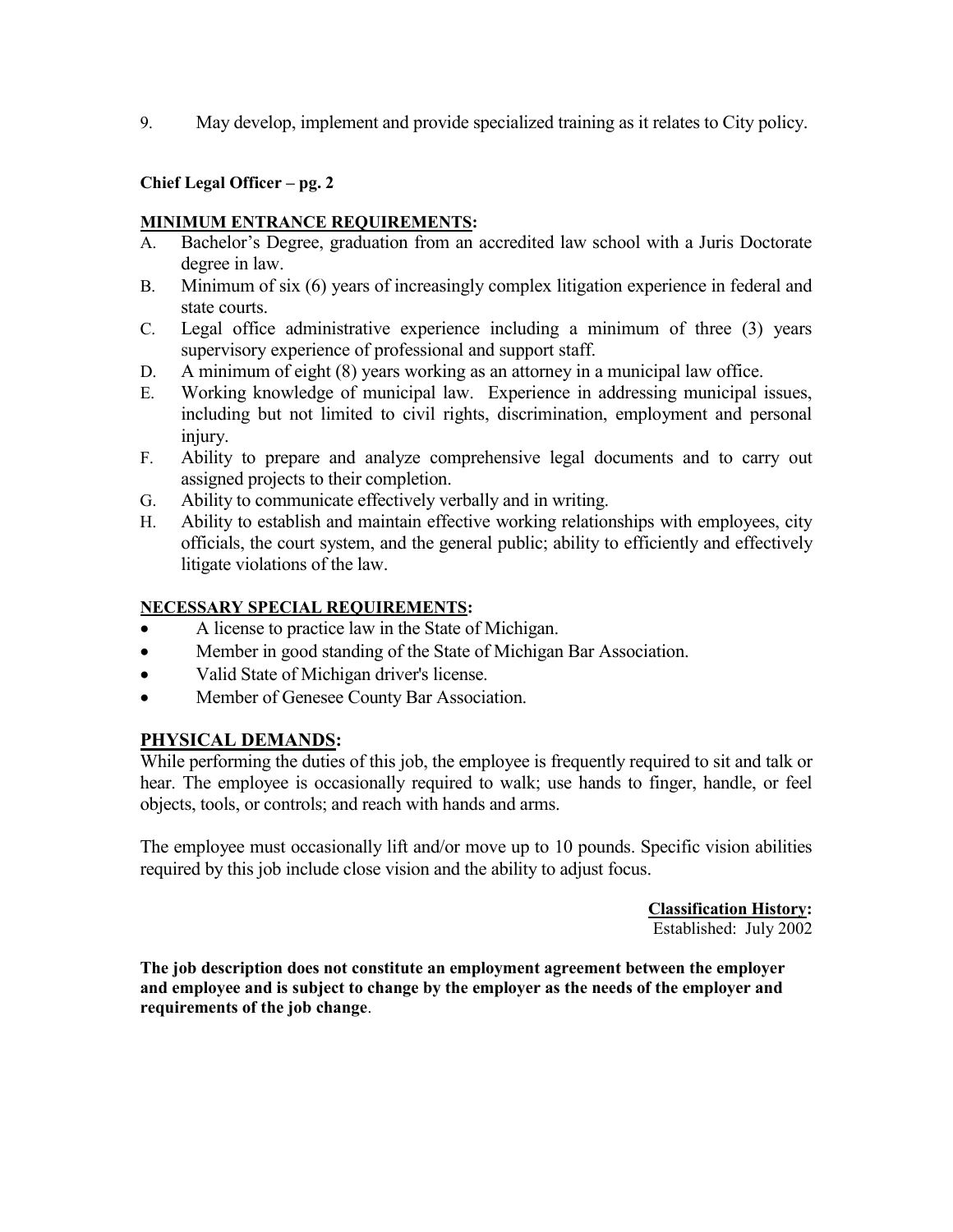9. May develop, implement and provide specialized training as it relates to City policy.

**Chief Legal Officer – pg. 2**

**MINIMUM ENTRANCE REQUIREMENTS:**

A. Bachelor's Degree, graduation from an accredited law school with a Juris Doctorate degree in law.
B. Minimum of six (6) years of increasingly complex litigation experience in federal and state courts.
C. Legal office administrative experience including a minimum of three (3) years supervisory experience of professional and support staff.
D. A minimum of eight (8) years working as an attorney in a municipal law office.
E. Working knowledge of municipal law. Experience in addressing municipal issues, including but not limited to civil rights, discrimination, employment and personal injury.
F. Ability to prepare and analyze comprehensive legal documents and to carry out assigned projects to their completion.
G. Ability to communicate effectively verbally and in writing.
H. Ability to establish and maintain effective working relationships with employees, city officials, the court system, and the general public; ability to efficiently and effectively litigate violations of the law.

**NECESSARY SPECIAL REQUIREMENTS:**

- A license to practice law in the State of Michigan.
- Member in good standing of the State of Michigan Bar Association.
- Valid State of Michigan driver's license.
- Member of Genesee County Bar Association.

## PHYSICAL DEMANDS:

While performing the duties of this job, the employee is frequently required to sit and talk or hear. The employee is occasionally required to walk; use hands to finger, handle, or feel objects, tools, or controls; and reach with hands and arms.

The employee must occasionally lift and/or move up to 10 pounds. Specific vision abilities required by this job include close vision and the ability to adjust focus.

**Classification History:**
Established: July 2002

**The job description does not constitute an employment agreement between the employer and employee and is subject to change by the employer as the needs of the employer and requirements of the job change**.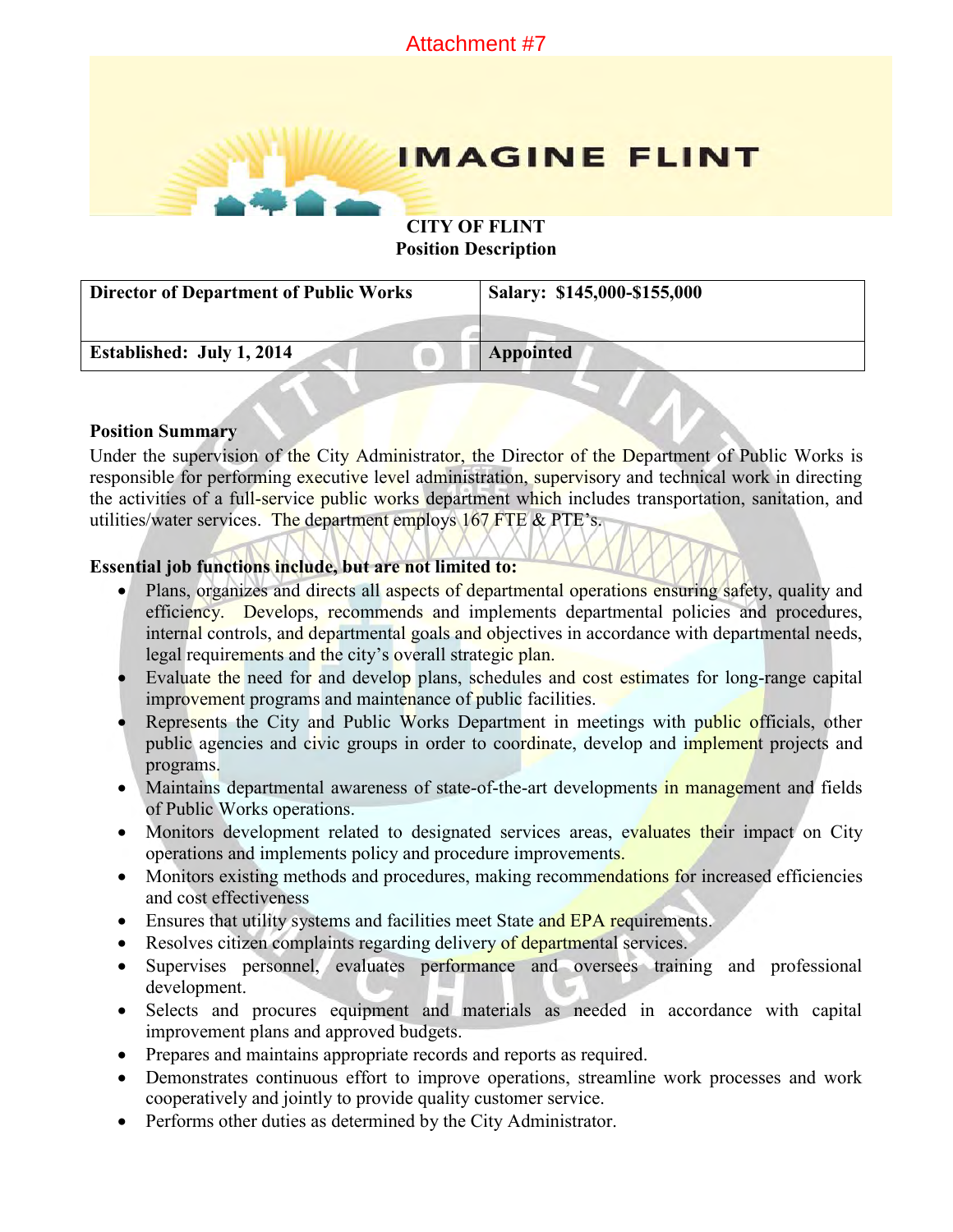Attachment #7

IMAGINE FLINT

**CITY OF FLINT**
**Position Description**

| **Director of Department of Public Works** | **Salary: $145,000-$155,000** |
|---|---|
| **Established: July 1, 2014** | **Appointed** |

**Position Summary**

Under the supervision of the City Administrator, the Director of the Department of Public Works is responsible for performing executive level administration, supervisory and technical work in directing the activities of a full-service public works department which includes transportation, sanitation, and utilities/water services. The department employs 167 FTE & PTE's.

**Essential job functions include, but are not limited to:**

- Plans, organizes and directs all aspects of departmental operations ensuring safety, quality and efficiency. Develops, recommends and implements departmental policies and procedures, internal controls, and departmental goals and objectives in accordance with departmental needs, legal requirements and the city's overall strategic plan.
- Evaluate the need for and develop plans, schedules and cost estimates for long-range capital improvement programs and maintenance of public facilities.
- Represents the City and Public Works Department in meetings with public officials, other public agencies and civic groups in order to coordinate, develop and implement projects and programs.
- Maintains departmental awareness of state-of-the-art developments in management and fields of Public Works operations.
- Monitors development related to designated services areas, evaluates their impact on City operations and implements policy and procedure improvements.
- Monitors existing methods and procedures, making recommendations for increased efficiencies and cost effectiveness
- Ensures that utility systems and facilities meet State and EPA requirements.
- Resolves citizen complaints regarding delivery of departmental services.
- Supervises personnel, evaluates performance and oversees training and professional development.
- Selects and procures equipment and materials as needed in accordance with capital improvement plans and approved budgets.
- Prepares and maintains appropriate records and reports as required.
- Demonstrates continuous effort to improve operations, streamline work processes and work cooperatively and jointly to provide quality customer service.
- Performs other duties as determined by the City Administrator.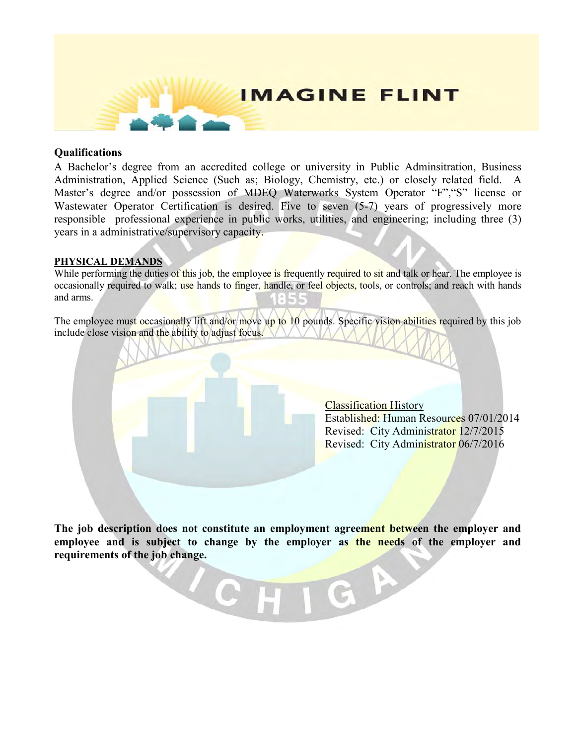**Qualifications**

A Bachelor's degree from an accredited college or university in Public Adminsitration, Business Administration, Applied Science (Such as; Biology, Chemistry, etc.) or closely related field. A Master's degree and/or possession of MDEQ Waterworks System Operator "F","S" license or Wastewater Operator Certification is desired. Five to seven (5-7) years of progressively more responsible professional experience in public works, utilities, and engineering; including three (3) years in a administrative/supervisory capacity.

**PHYSICAL DEMANDS**

While performing the duties of this job, the employee is frequently required to sit and talk or hear. The employee is occasionally required to walk; use hands to finger, handle, or feel objects, tools, or controls; and reach with hands and arms.

The employee must occasionally lift and/or move up to 10 pounds. Specific vision abilities required by this job include close vision and the ability to adjust focus.

Classification History
Established: Human Resources 07/01/2014
Revised: City Administrator 12/7/2015
Revised: City Administrator 06/7/2016

**The job description does not constitute an employment agreement between the employer and employee and is subject to change by the employer as the needs of the employer and requirements of the job change.**